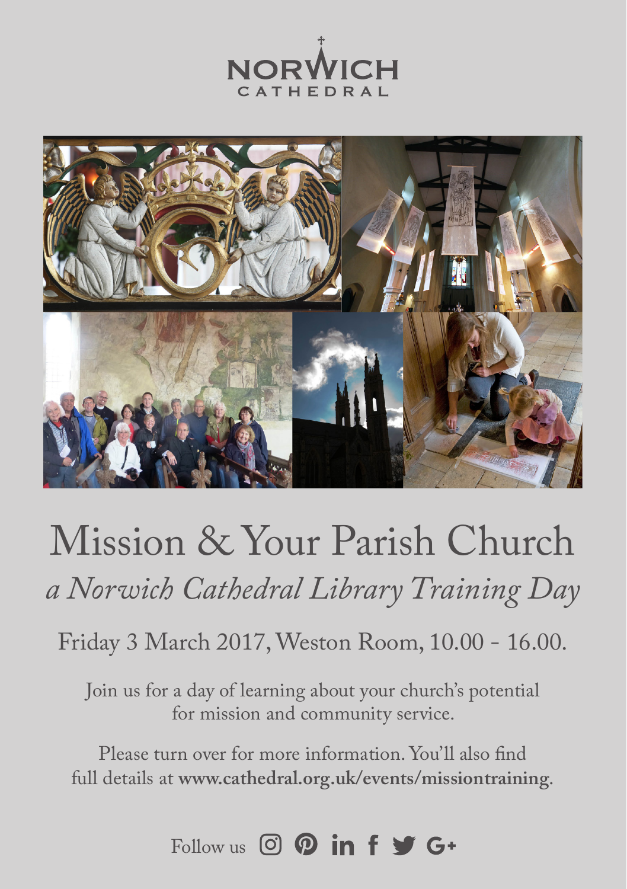NORWICH
CATHEDRAL

# Mission & Your Parish Church

## *a Norwich Cathedral Library Training Day*

Friday 3 March 2017, Weston Room, 10.00 - 16.00.

Join us for a day of learning about your church's potential for mission and community service.

Please turn over for more information. You'll also find full details at **www.cathedral.org.uk/events/missiontraining**.

Follow us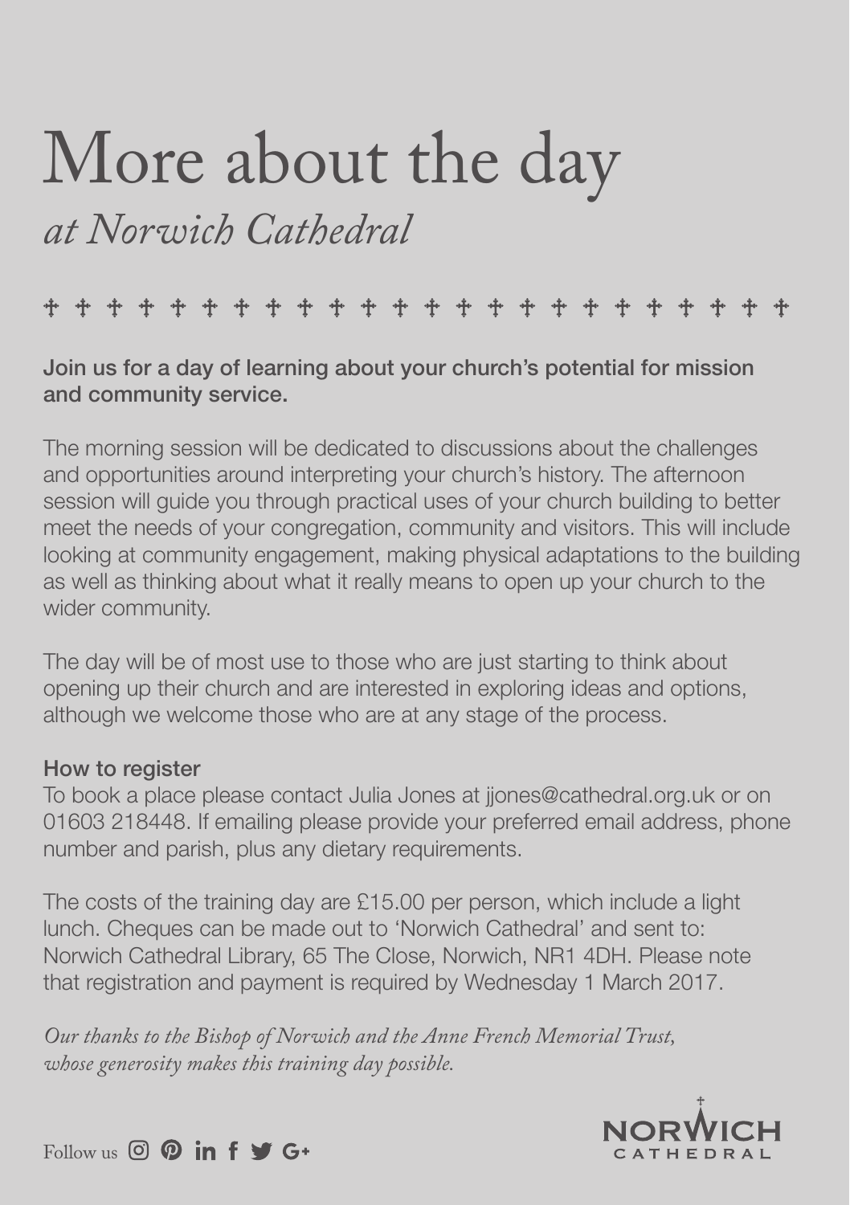# More about the day

*at Norwich Cathedral*

✝ ✝ ✝ ✝ ✝ ✝ ✝ ✝ ✝ ✝ ✝ ✝ ✝ ✝ ✝ ✝ ✝ ✝ ✝ ✝ ✝ ✝ ✝ ✝

**Join us for a day of learning about your church's potential for mission and community service.**

The morning session will be dedicated to discussions about the challenges and opportunities around interpreting your church's history. The afternoon session will guide you through practical uses of your church building to better meet the needs of your congregation, community and visitors. This will include looking at community engagement, making physical adaptations to the building as well as thinking about what it really means to open up your church to the wider community.

The day will be of most use to those who are just starting to think about opening up their church and are interested in exploring ideas and options, although we welcome those who are at any stage of the process.

**How to register**

To book a place please contact Julia Jones at jjones@cathedral.org.uk or on 01603 218448. If emailing please provide your preferred email address, phone number and parish, plus any dietary requirements.

The costs of the training day are £15.00 per person, which include a light lunch. Cheques can be made out to 'Norwich Cathedral' and sent to: Norwich Cathedral Library, 65 The Close, Norwich, NR1 4DH. Please note that registration and payment is required by Wednesday 1 March 2017.

*Our thanks to the Bishop of Norwich and the Anne French Memorial Trust, whose generosity makes this training day possible.*

Follow us

NORWICH CATHEDRAL